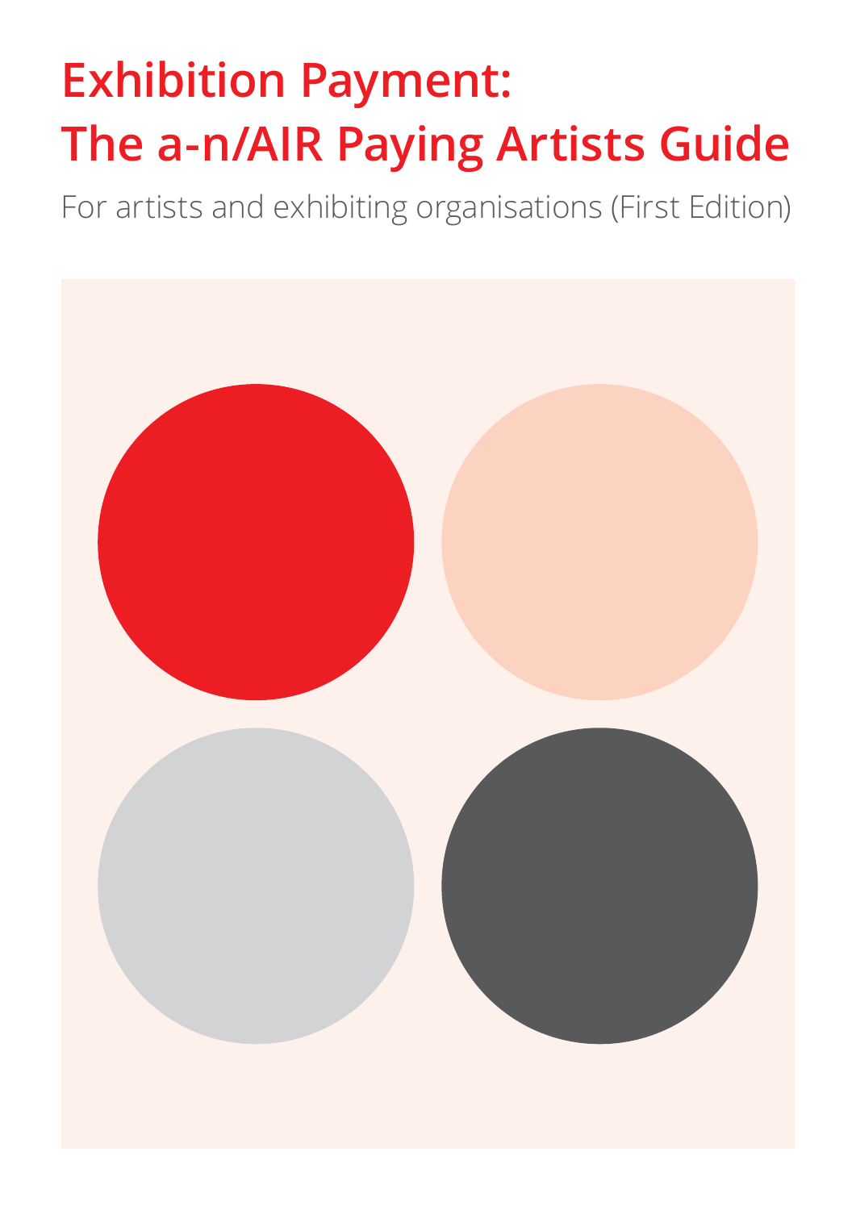# Exhibition Payment: The a-n/AIR Paying Artists Guide

For artists and exhibiting organisations (First Edition)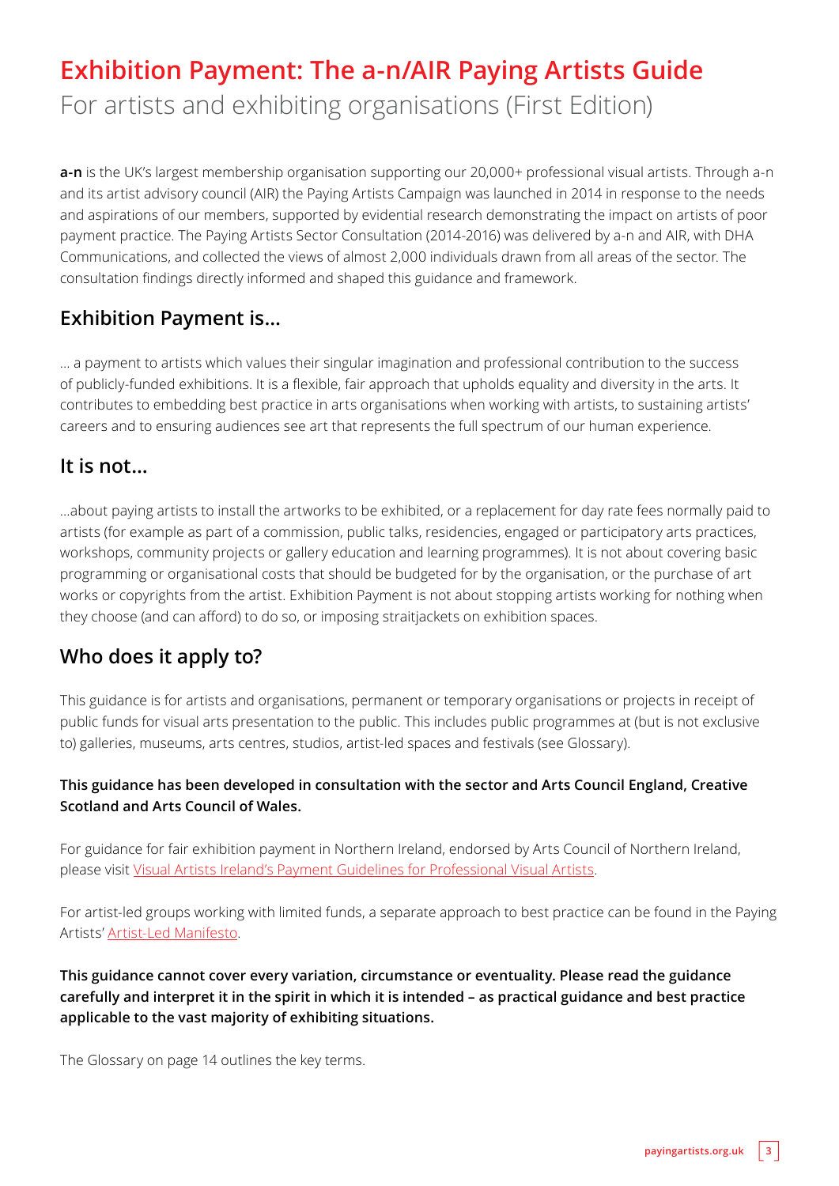# Exhibition Payment: The a-n/AIR Paying Artists Guide

For artists and exhibiting organisations (First Edition)

**a-n** is the UK's largest membership organisation supporting our 20,000+ professional visual artists. Through a-n and its artist advisory council (AIR) the Paying Artists Campaign was launched in 2014 in response to the needs and aspirations of our members, supported by evidential research demonstrating the impact on artists of poor payment practice. The Paying Artists Sector Consultation (2014-2016) was delivered by a-n and AIR, with DHA Communications, and collected the views of almost 2,000 individuals drawn from all areas of the sector. The consultation findings directly informed and shaped this guidance and framework.

## Exhibition Payment is…

… a payment to artists which values their singular imagination and professional contribution to the success of publicly-funded exhibitions. It is a flexible, fair approach that upholds equality and diversity in the arts. It contributes to embedding best practice in arts organisations when working with artists, to sustaining artists' careers and to ensuring audiences see art that represents the full spectrum of our human experience.

## It is not…

…about paying artists to install the artworks to be exhibited, or a replacement for day rate fees normally paid to artists (for example as part of a commission, public talks, residencies, engaged or participatory arts practices, workshops, community projects or gallery education and learning programmes). It is not about covering basic programming or organisational costs that should be budgeted for by the organisation, or the purchase of art works or copyrights from the artist. Exhibition Payment is not about stopping artists working for nothing when they choose (and can afford) to do so, or imposing straitjackets on exhibition spaces.

## Who does it apply to?

This guidance is for artists and organisations, permanent or temporary organisations or projects in receipt of public funds for visual arts presentation to the public. This includes public programmes at (but is not exclusive to) galleries, museums, arts centres, studios, artist-led spaces and festivals (see Glossary).

**This guidance has been developed in consultation with the sector and Arts Council England, Creative Scotland and Arts Council of Wales.**

For guidance for fair exhibition payment in Northern Ireland, endorsed by Arts Council of Northern Ireland, please visit Visual Artists Ireland's Payment Guidelines for Professional Visual Artists.

For artist-led groups working with limited funds, a separate approach to best practice can be found in the Paying Artists' Artist-Led Manifesto.

**This guidance cannot cover every variation, circumstance or eventuality. Please read the guidance carefully and interpret it in the spirit in which it is intended – as practical guidance and best practice applicable to the vast majority of exhibiting situations.**

The Glossary on page 14 outlines the key terms.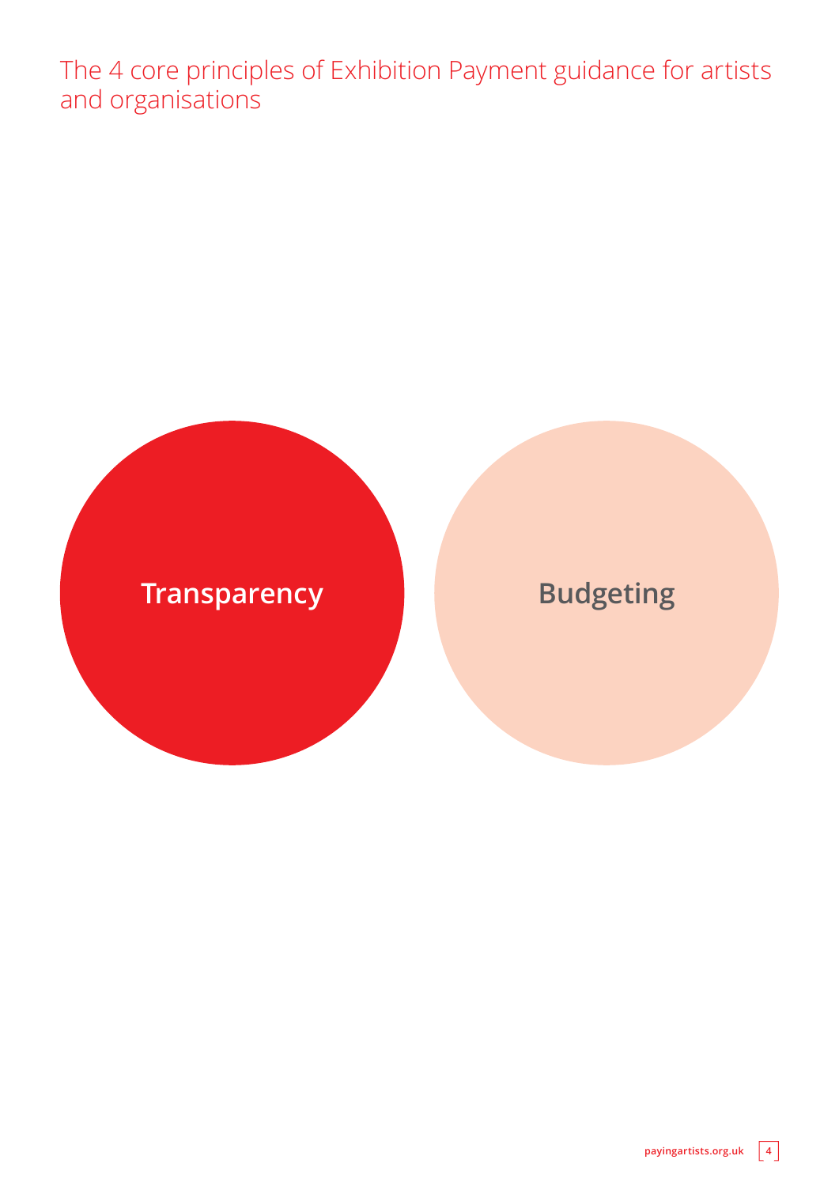## The 4 core principles of Exhibition Payment guidance for artists and organisations

**Transparency**

**Budgeting**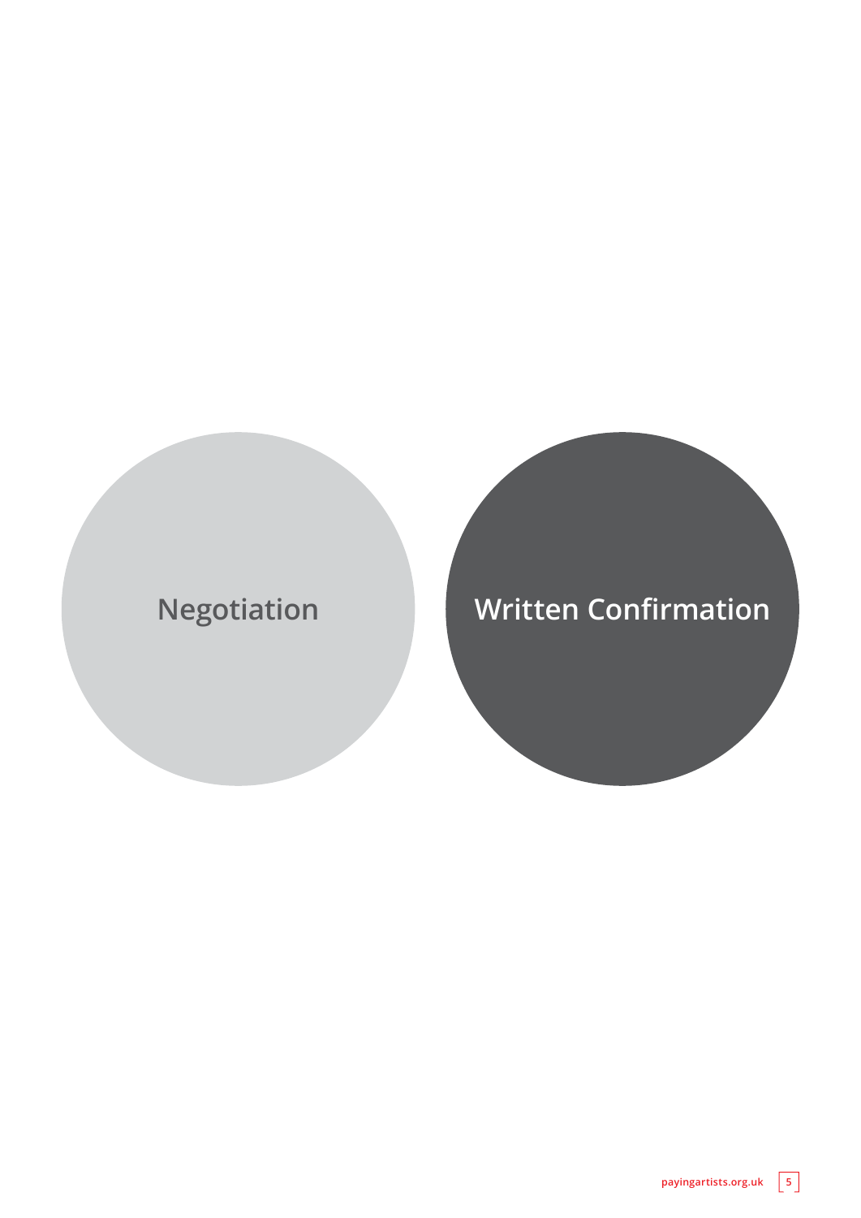Negotiation

Written Confirmation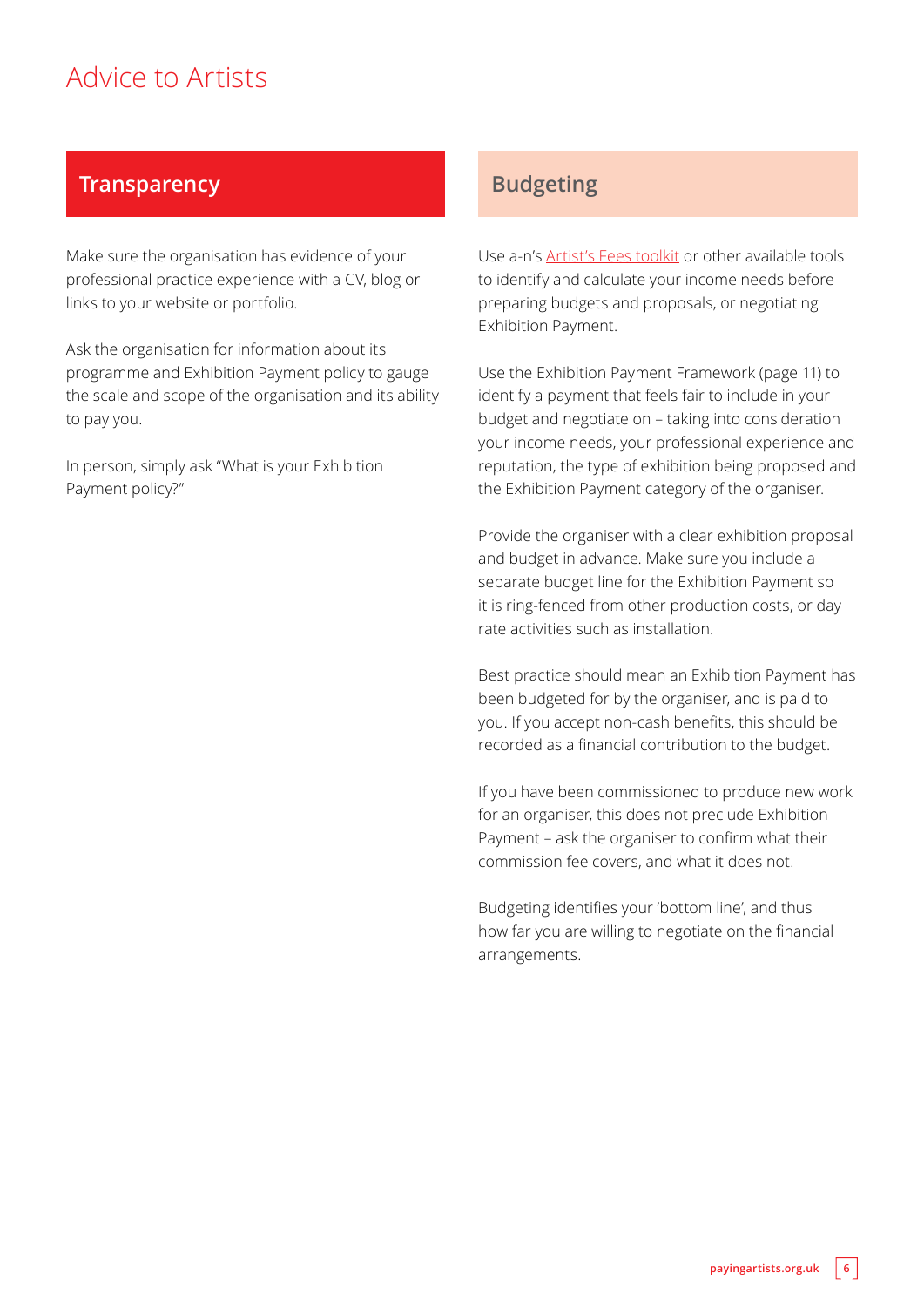# Advice to Artists

## Transparency

Make sure the organisation has evidence of your professional practice experience with a CV, blog or links to your website or portfolio.

Ask the organisation for information about its programme and Exhibition Payment policy to gauge the scale and scope of the organisation and its ability to pay you.

In person, simply ask "What is your Exhibition Payment policy?"

## Budgeting

Use a-n's Artist's Fees toolkit or other available tools to identify and calculate your income needs before preparing budgets and proposals, or negotiating Exhibition Payment.

Use the Exhibition Payment Framework (page 11) to identify a payment that feels fair to include in your budget and negotiate on – taking into consideration your income needs, your professional experience and reputation, the type of exhibition being proposed and the Exhibition Payment category of the organiser.

Provide the organiser with a clear exhibition proposal and budget in advance. Make sure you include a separate budget line for the Exhibition Payment so it is ring-fenced from other production costs, or day rate activities such as installation.

Best practice should mean an Exhibition Payment has been budgeted for by the organiser, and is paid to you. If you accept non-cash benefits, this should be recorded as a financial contribution to the budget.

If you have been commissioned to produce new work for an organiser, this does not preclude Exhibition Payment – ask the organiser to confirm what their commission fee covers, and what it does not.

Budgeting identifies your 'bottom line', and thus how far you are willing to negotiate on the financial arrangements.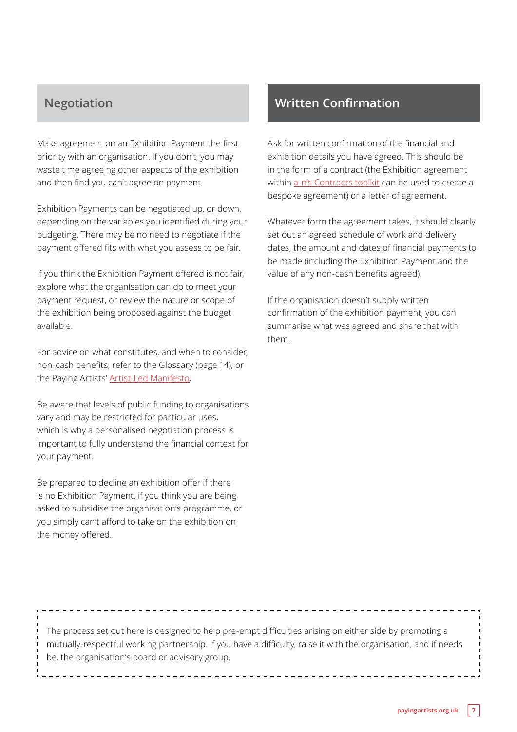## Negotiation

Make agreement on an Exhibition Payment the first priority with an organisation. If you don't, you may waste time agreeing other aspects of the exhibition and then find you can't agree on payment.

Exhibition Payments can be negotiated up, or down, depending on the variables you identified during your budgeting. There may be no need to negotiate if the payment offered fits with what you assess to be fair.

If you think the Exhibition Payment offered is not fair, explore what the organisation can do to meet your payment request, or review the nature or scope of the exhibition being proposed against the budget available.

For advice on what constitutes, and when to consider, non-cash benefits, refer to the Glossary (page 14), or the Paying Artists' Artist-Led Manifesto.

Be aware that levels of public funding to organisations vary and may be restricted for particular uses, which is why a personalised negotiation process is important to fully understand the financial context for your payment.

Be prepared to decline an exhibition offer if there is no Exhibition Payment, if you think you are being asked to subsidise the organisation's programme, or you simply can't afford to take on the exhibition on the money offered.

## Written Confirmation

Ask for written confirmation of the financial and exhibition details you have agreed. This should be in the form of a contract (the Exhibition agreement within a-n's Contracts toolkit can be used to create a bespoke agreement) or a letter of agreement.

Whatever form the agreement takes, it should clearly set out an agreed schedule of work and delivery dates, the amount and dates of financial payments to be made (including the Exhibition Payment and the value of any non-cash benefits agreed).

If the organisation doesn't supply written confirmation of the exhibition payment, you can summarise what was agreed and share that with them.

The process set out here is designed to help pre-empt difficulties arising on either side by promoting a mutually-respectful working partnership. If you have a difficulty, raise it with the organisation, and if needs be, the organisation's board or advisory group.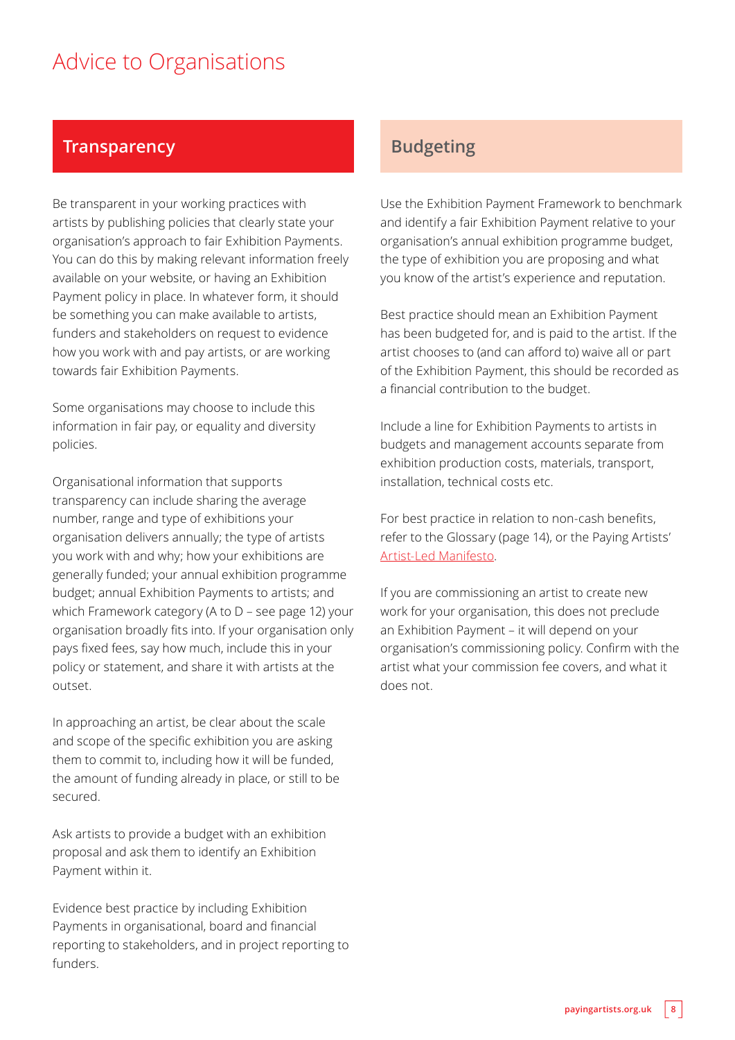# Advice to Organisations

## Transparency

Be transparent in your working practices with artists by publishing policies that clearly state your organisation's approach to fair Exhibition Payments. You can do this by making relevant information freely available on your website, or having an Exhibition Payment policy in place. In whatever form, it should be something you can make available to artists, funders and stakeholders on request to evidence how you work with and pay artists, or are working towards fair Exhibition Payments.

Some organisations may choose to include this information in fair pay, or equality and diversity policies.

Organisational information that supports transparency can include sharing the average number, range and type of exhibitions your organisation delivers annually; the type of artists you work with and why; how your exhibitions are generally funded; your annual exhibition programme budget; annual Exhibition Payments to artists; and which Framework category (A to D – see page 12) your organisation broadly fits into. If your organisation only pays fixed fees, say how much, include this in your policy or statement, and share it with artists at the outset.

In approaching an artist, be clear about the scale and scope of the specific exhibition you are asking them to commit to, including how it will be funded, the amount of funding already in place, or still to be secured.

Ask artists to provide a budget with an exhibition proposal and ask them to identify an Exhibition Payment within it.

Evidence best practice by including Exhibition Payments in organisational, board and financial reporting to stakeholders, and in project reporting to funders.

## Budgeting

Use the Exhibition Payment Framework to benchmark and identify a fair Exhibition Payment relative to your organisation's annual exhibition programme budget, the type of exhibition you are proposing and what you know of the artist's experience and reputation.

Best practice should mean an Exhibition Payment has been budgeted for, and is paid to the artist. If the artist chooses to (and can afford to) waive all or part of the Exhibition Payment, this should be recorded as a financial contribution to the budget.

Include a line for Exhibition Payments to artists in budgets and management accounts separate from exhibition production costs, materials, transport, installation, technical costs etc.

For best practice in relation to non-cash benefits, refer to the Glossary (page 14), or the Paying Artists' Artist-Led Manifesto.

If you are commissioning an artist to create new work for your organisation, this does not preclude an Exhibition Payment – it will depend on your organisation's commissioning policy. Confirm with the artist what your commission fee covers, and what it does not.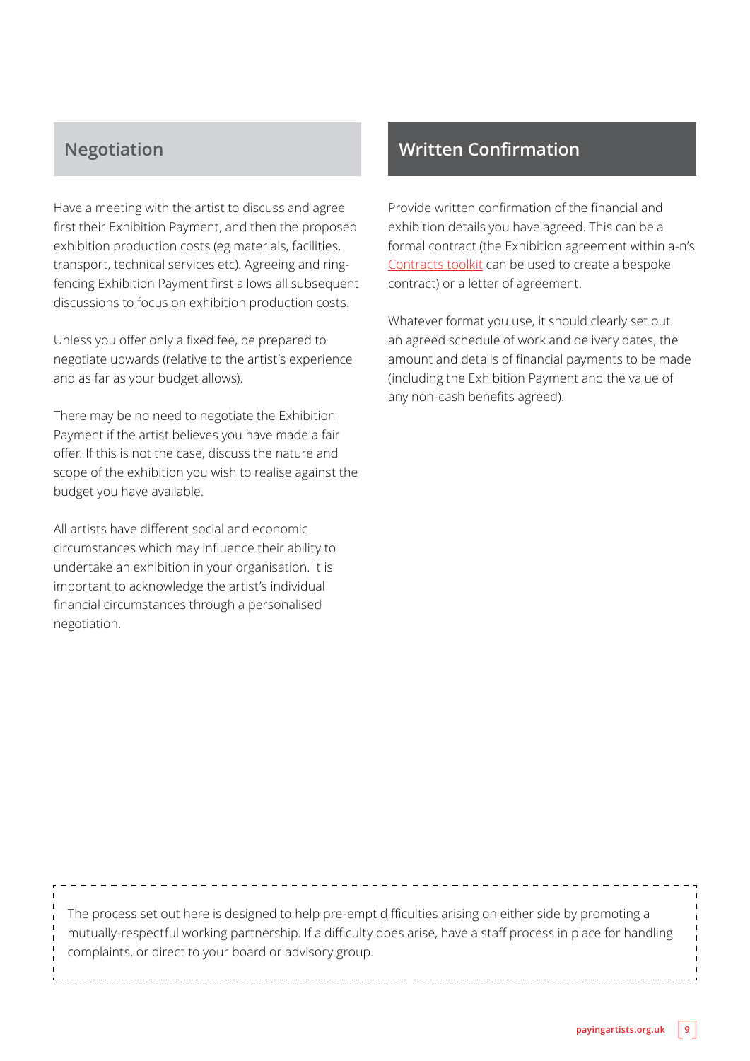## Negotiation

Have a meeting with the artist to discuss and agree first their Exhibition Payment, and then the proposed exhibition production costs (eg materials, facilities, transport, technical services etc). Agreeing and ring-fencing Exhibition Payment first allows all subsequent discussions to focus on exhibition production costs.

Unless you offer only a fixed fee, be prepared to negotiate upwards (relative to the artist's experience and as far as your budget allows).

There may be no need to negotiate the Exhibition Payment if the artist believes you have made a fair offer. If this is not the case, discuss the nature and scope of the exhibition you wish to realise against the budget you have available.

All artists have different social and economic circumstances which may influence their ability to undertake an exhibition in your organisation. It is important to acknowledge the artist's individual financial circumstances through a personalised negotiation.

## Written Confirmation

Provide written confirmation of the financial and exhibition details you have agreed. This can be a formal contract (the Exhibition agreement within a-n's Contracts toolkit can be used to create a bespoke contract) or a letter of agreement.

Whatever format you use, it should clearly set out an agreed schedule of work and delivery dates, the amount and details of financial payments to be made (including the Exhibition Payment and the value of any non-cash benefits agreed).

---

The process set out here is designed to help pre-empt difficulties arising on either side by promoting a mutually-respectful working partnership. If a difficulty does arise, have a staff process in place for handling complaints, or direct to your board or advisory group.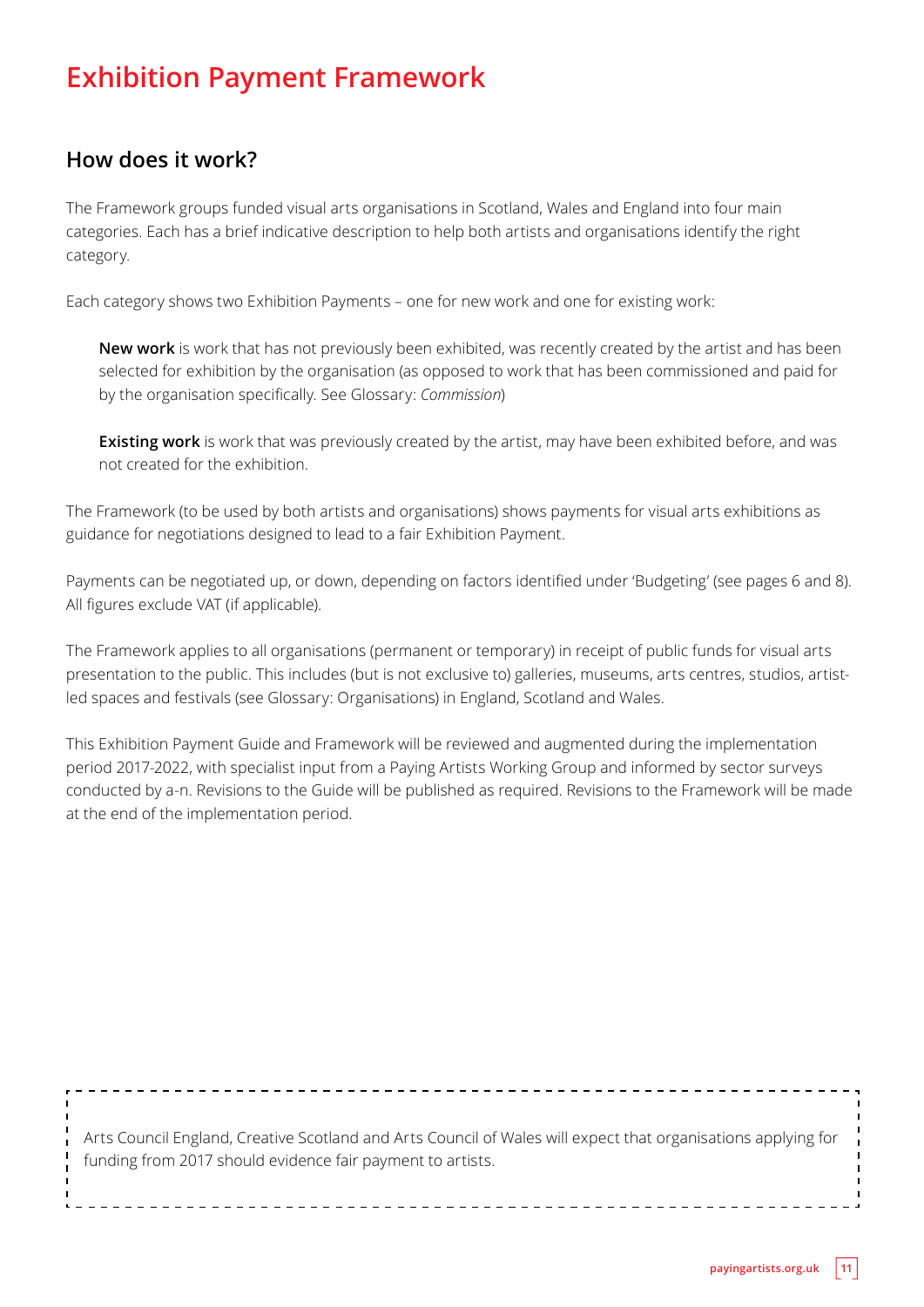# Exhibition Payment Framework

## How does it work?

The Framework groups funded visual arts organisations in Scotland, Wales and England into four main categories. Each has a brief indicative description to help both artists and organisations identify the right category.

Each category shows two Exhibition Payments – one for new work and one for existing work:

> **New work** is work that has not previously been exhibited, was recently created by the artist and has been selected for exhibition by the organisation (as opposed to work that has been commissioned and paid for by the organisation specifically. See Glossary: *Commission*)

> **Existing work** is work that was previously created by the artist, may have been exhibited before, and was not created for the exhibition.

The Framework (to be used by both artists and organisations) shows payments for visual arts exhibitions as guidance for negotiations designed to lead to a fair Exhibition Payment.

Payments can be negotiated up, or down, depending on factors identified under 'Budgeting' (see pages 6 and 8). All figures exclude VAT (if applicable).

The Framework applies to all organisations (permanent or temporary) in receipt of public funds for visual arts presentation to the public. This includes (but is not exclusive to) galleries, museums, arts centres, studios, artist-led spaces and festivals (see Glossary: Organisations) in England, Scotland and Wales.

This Exhibition Payment Guide and Framework will be reviewed and augmented during the implementation period 2017-2022, with specialist input from a Paying Artists Working Group and informed by sector surveys conducted by a-n. Revisions to the Guide will be published as required. Revisions to the Framework will be made at the end of the implementation period.

Arts Council England, Creative Scotland and Arts Council of Wales will expect that organisations applying for funding from 2017 should evidence fair payment to artists.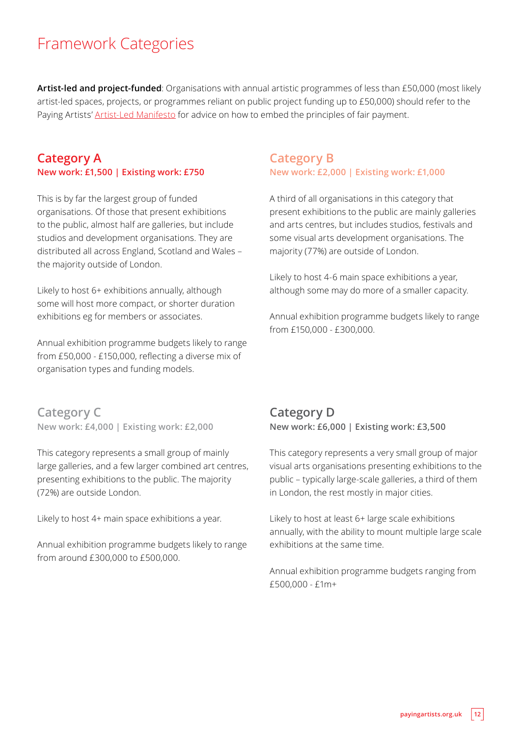# Framework Categories

**Artist-led and project-funded**: Organisations with annual artistic programmes of less than £50,000 (most likely artist-led spaces, projects, or programmes reliant on public project funding up to £50,000) should refer to the Paying Artists' Artist-Led Manifesto for advice on how to embed the principles of fair payment.

## Category A

**New work: £1,500 | Existing work: £750**

This is by far the largest group of funded organisations. Of those that present exhibitions to the public, almost half are galleries, but include studios and development organisations. They are distributed all across England, Scotland and Wales – the majority outside of London.

Likely to host 6+ exhibitions annually, although some will host more compact, or shorter duration exhibitions eg for members or associates.

Annual exhibition programme budgets likely to range from £50,000 - £150,000, reflecting a diverse mix of organisation types and funding models.

## Category B

**New work: £2,000 | Existing work: £1,000**

A third of all organisations in this category that present exhibitions to the public are mainly galleries and arts centres, but includes studios, festivals and some visual arts development organisations. The majority (77%) are outside of London.

Likely to host 4-6 main space exhibitions a year, although some may do more of a smaller capacity.

Annual exhibition programme budgets likely to range from £150,000 - £300,000.

## Category C

**New work: £4,000 | Existing work: £2,000**

This category represents a small group of mainly large galleries, and a few larger combined art centres, presenting exhibitions to the public. The majority (72%) are outside London.

Likely to host 4+ main space exhibitions a year.

Annual exhibition programme budgets likely to range from around £300,000 to £500,000.

## Category D

**New work: £6,000 | Existing work: £3,500**

This category represents a very small group of major visual arts organisations presenting exhibitions to the public – typically large-scale galleries, a third of them in London, the rest mostly in major cities.

Likely to host at least 6+ large scale exhibitions annually, with the ability to mount multiple large scale exhibitions at the same time.

Annual exhibition programme budgets ranging from £500,000 - £1m+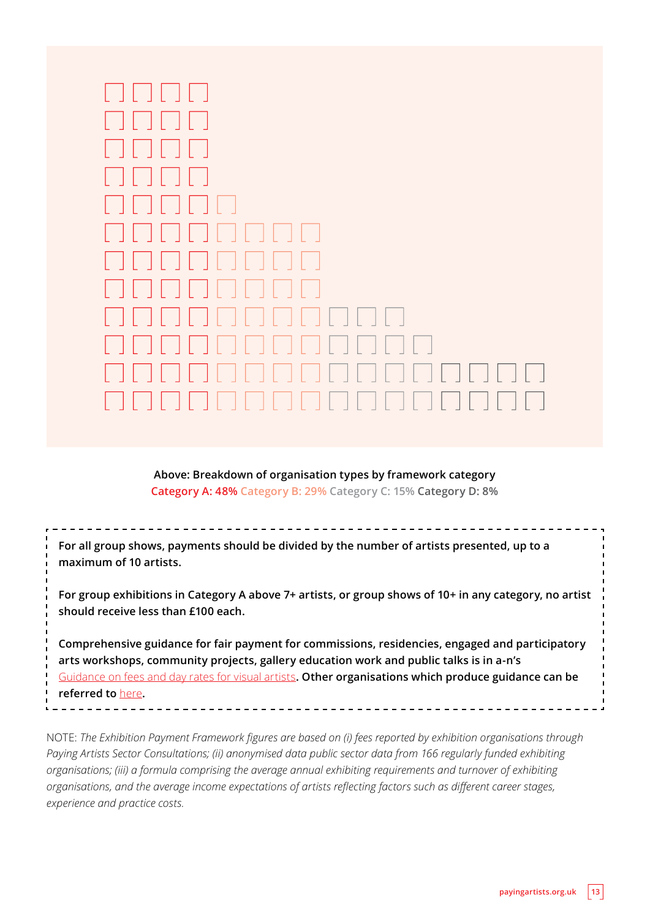Above: Breakdown of organisation types by framework category

Category A: 48% Category B: 29% Category C: 15% Category D: 8%

**For all group shows, payments should be divided by the number of artists presented, up to a maximum of 10 artists.**

**For group exhibitions in Category A above 7+ artists, or group shows of 10+ in any category, no artist should receive less than £100 each.**

**Comprehensive guidance for fair payment for commissions, residencies, engaged and participatory arts workshops, community projects, gallery education work and public talks is in a-n's** Guidance on fees and day rates for visual artists**. Other organisations which produce guidance can be referred to** here**.**

NOTE: *The Exhibition Payment Framework figures are based on (i) fees reported by exhibition organisations through Paying Artists Sector Consultations; (ii) anonymised data public sector data from 166 regularly funded exhibiting organisations; (iii) a formula comprising the average annual exhibiting requirements and turnover of exhibiting organisations, and the average income expectations of artists reflecting factors such as different career stages, experience and practice costs.*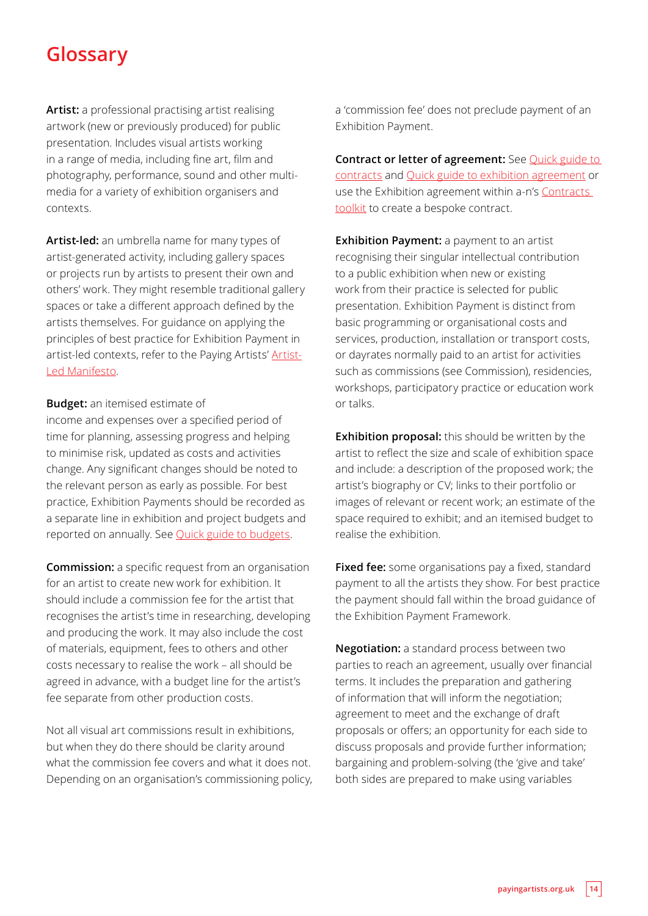# Glossary

**Artist:** a professional practising artist realising artwork (new or previously produced) for public presentation. Includes visual artists working in a range of media, including fine art, film and photography, performance, sound and other multi-media for a variety of exhibition organisers and contexts.

**Artist-led:** an umbrella name for many types of artist-generated activity, including gallery spaces or projects run by artists to present their own and others' work. They might resemble traditional gallery spaces or take a different approach defined by the artists themselves. For guidance on applying the principles of best practice for Exhibition Payment in artist-led contexts, refer to the Paying Artists' Artist-Led Manifesto.

**Budget:** an itemised estimate of income and expenses over a specified period of time for planning, assessing progress and helping to minimise risk, updated as costs and activities change. Any significant changes should be noted to the relevant person as early as possible. For best practice, Exhibition Payments should be recorded as a separate line in exhibition and project budgets and reported on annually. See Quick guide to budgets.

**Commission:** a specific request from an organisation for an artist to create new work for exhibition. It should include a commission fee for the artist that recognises the artist's time in researching, developing and producing the work. It may also include the cost of materials, equipment, fees to others and other costs necessary to realise the work – all should be agreed in advance, with a budget line for the artist's fee separate from other production costs.

Not all visual art commissions result in exhibitions, but when they do there should be clarity around what the commission fee covers and what it does not. Depending on an organisation's commissioning policy, a 'commission fee' does not preclude payment of an Exhibition Payment.

**Contract or letter of agreement:** See Quick guide to contracts and Quick guide to exhibition agreement or use the Exhibition agreement within a-n's Contracts toolkit to create a bespoke contract.

**Exhibition Payment:** a payment to an artist recognising their singular intellectual contribution to a public exhibition when new or existing work from their practice is selected for public presentation. Exhibition Payment is distinct from basic programming or organisational costs and services, production, installation or transport costs, or dayrates normally paid to an artist for activities such as commissions (see Commission), residencies, workshops, participatory practice or education work or talks.

**Exhibition proposal:** this should be written by the artist to reflect the size and scale of exhibition space and include: a description of the proposed work; the artist's biography or CV; links to their portfolio or images of relevant or recent work; an estimate of the space required to exhibit; and an itemised budget to realise the exhibition.

**Fixed fee:** some organisations pay a fixed, standard payment to all the artists they show. For best practice the payment should fall within the broad guidance of the Exhibition Payment Framework.

**Negotiation:** a standard process between two parties to reach an agreement, usually over financial terms. It includes the preparation and gathering of information that will inform the negotiation; agreement to meet and the exchange of draft proposals or offers; an opportunity for each side to discuss proposals and provide further information; bargaining and problem-solving (the 'give and take' both sides are prepared to make using variables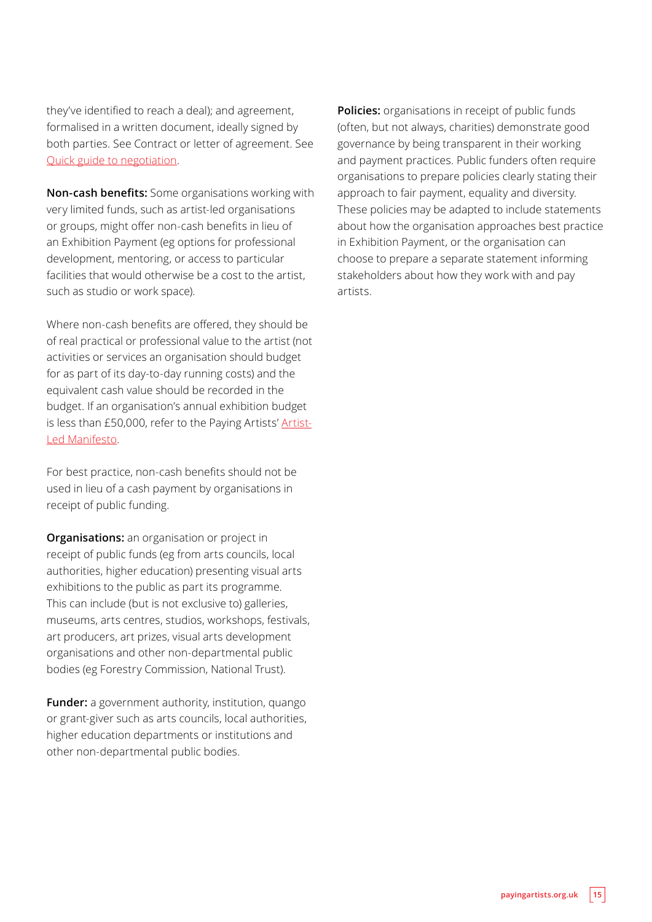they've identified to reach a deal); and agreement, formalised in a written document, ideally signed by both parties. See Contract or letter of agreement. See Quick guide to negotiation.

**Non-cash benefits:** Some organisations working with very limited funds, such as artist-led organisations or groups, might offer non-cash benefits in lieu of an Exhibition Payment (eg options for professional development, mentoring, or access to particular facilities that would otherwise be a cost to the artist, such as studio or work space).

Where non-cash benefits are offered, they should be of real practical or professional value to the artist (not activities or services an organisation should budget for as part of its day-to-day running costs) and the equivalent cash value should be recorded in the budget. If an organisation's annual exhibition budget is less than £50,000, refer to the Paying Artists' Artist-Led Manifesto.

For best practice, non-cash benefits should not be used in lieu of a cash payment by organisations in receipt of public funding.

**Organisations:** an organisation or project in receipt of public funds (eg from arts councils, local authorities, higher education) presenting visual arts exhibitions to the public as part its programme. This can include (but is not exclusive to) galleries, museums, arts centres, studios, workshops, festivals, art producers, art prizes, visual arts development organisations and other non-departmental public bodies (eg Forestry Commission, National Trust).

**Funder:** a government authority, institution, quango or grant-giver such as arts councils, local authorities, higher education departments or institutions and other non-departmental public bodies.

**Policies:** organisations in receipt of public funds (often, but not always, charities) demonstrate good governance by being transparent in their working and payment practices. Public funders often require organisations to prepare policies clearly stating their approach to fair payment, equality and diversity. These policies may be adapted to include statements about how the organisation approaches best practice in Exhibition Payment, or the organisation can choose to prepare a separate statement informing stakeholders about how they work with and pay artists.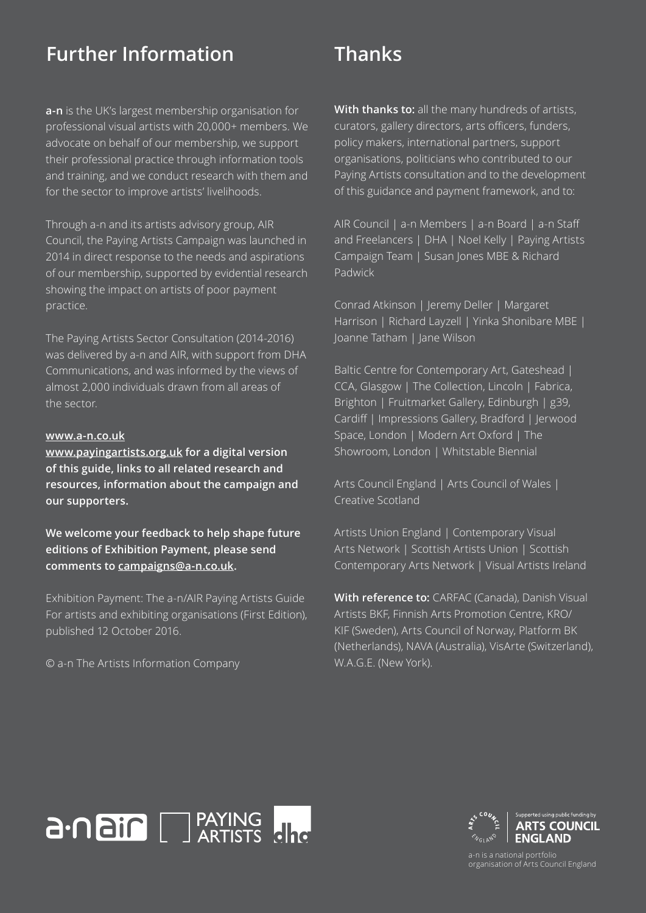## Further Information

**a-n** is the UK's largest membership organisation for professional visual artists with 20,000+ members. We advocate on behalf of our membership, we support their professional practice through information tools and training, and we conduct research with them and for the sector to improve artists' livelihoods.

Through a-n and its artists advisory group, AIR Council, the Paying Artists Campaign was launched in 2014 in direct response to the needs and aspirations of our membership, supported by evidential research showing the impact on artists of poor payment practice.

The Paying Artists Sector Consultation (2014-2016) was delivered by a-n and AIR, with support from DHA Communications, and was informed by the views of almost 2,000 individuals drawn from all areas of the sector.

**www.a-n.co.uk**
**www.payingartists.org.uk for a digital version of this guide, links to all related research and resources, information about the campaign and our supporters.**

**We welcome your feedback to help shape future editions of Exhibition Payment, please send comments to campaigns@a-n.co.uk.**

Exhibition Payment: The a-n/AIR Paying Artists Guide For artists and exhibiting organisations (First Edition), published 12 October 2016.

© a-n The Artists Information Company

## Thanks

**With thanks to:** all the many hundreds of artists, curators, gallery directors, arts officers, funders, policy makers, international partners, support organisations, politicians who contributed to our Paying Artists consultation and to the development of this guidance and payment framework, and to:

AIR Council | a-n Members | a-n Board | a-n Staff and Freelancers | DHA | Noel Kelly | Paying Artists Campaign Team | Susan Jones MBE & Richard Padwick

Conrad Atkinson | Jeremy Deller | Margaret Harrison | Richard Layzell | Yinka Shonibare MBE | Joanne Tatham | Jane Wilson

Baltic Centre for Contemporary Art, Gateshead | CCA, Glasgow | The Collection, Lincoln | Fabrica, Brighton | Fruitmarket Gallery, Edinburgh | g39, Cardiff | Impressions Gallery, Bradford | Jerwood Space, London | Modern Art Oxford | The Showroom, London | Whitstable Biennial

Arts Council England | Arts Council of Wales | Creative Scotland

Artists Union England | Contemporary Visual Arts Network | Scottish Artists Union | Scottish Contemporary Arts Network | Visual Artists Ireland

**With reference to:** CARFAC (Canada), Danish Visual Artists BKF, Finnish Arts Promotion Centre, KRO/KIF (Sweden), Arts Council of Norway, Platform BK (Netherlands), NAVA (Australia), VisArte (Switzerland), W.A.G.E. (New York).

a-n air PAYING ARTISTS dha

Supported using public funding by ARTS COUNCIL ENGLAND

a-n is a national portfolio organisation of Arts Council England